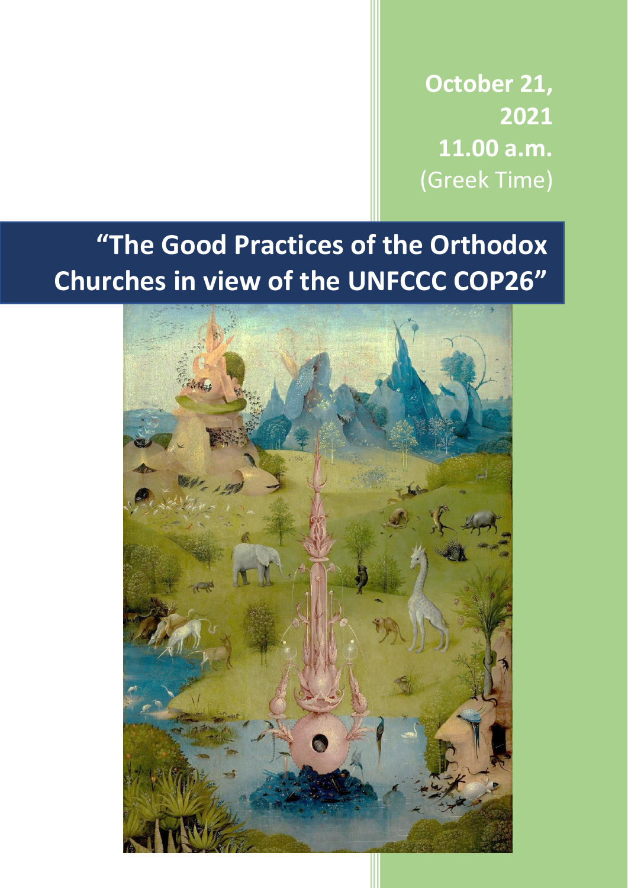**October 21, 2021**
**11.00 a.m.**
(Greek Time)

# "The Good Practices of the Orthodox Churches in view of the UNFCCC COP26"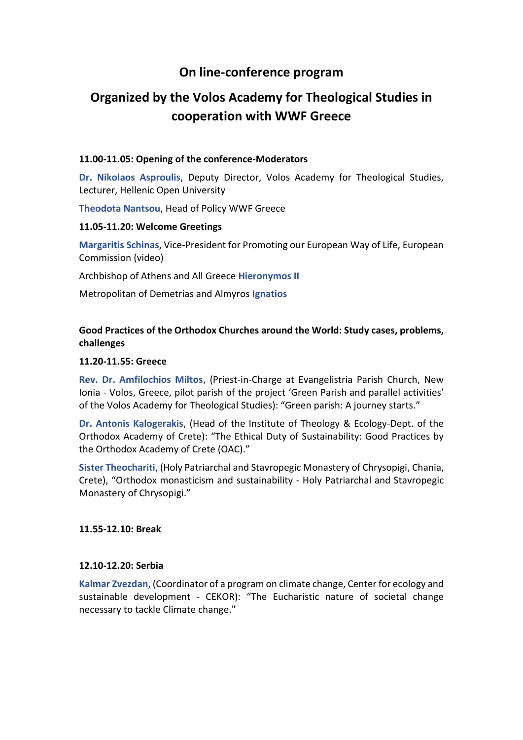# On line-conference program

## Organized by the Volos Academy for Theological Studies in cooperation with WWF Greece

**11.00-11.05: Opening of the conference-Moderators**

**Dr. Nikolaos Asproulis**, Deputy Director, Volos Academy for Theological Studies, Lecturer, Hellenic Open University

**Theodota Nantsou**, Head of Policy WWF Greece

**11.05-11.20: Welcome Greetings**

**Margaritis Schinas**, Vice-President for Promoting our European Way of Life, European Commission (video)

Archbishop of Athens and All Greece **Hieronymos II**

Metropolitan of Demetrias and Almyros **Ignatios**

**Good Practices of the Orthodox Churches around the World: Study cases, problems, challenges**

**11.20-11.55: Greece**

**Rev. Dr. Amfilochios Miltos**, (Priest-in-Charge at Evangelistria Parish Church, New Ionia - Volos, Greece, pilot parish of the project 'Green Parish and parallel activities' of the Volos Academy for Theological Studies): "Green parish: A journey starts."

**Dr. Antonis Kalogerakis**, (Head of the Institute of Theology & Ecology-Dept. of the Orthodox Academy of Crete): "The Ethical Duty of Sustainability: Good Practices by the Orthodox Academy of Crete (OAC)."

**Sister Theochariti**, (Holy Patriarchal and Stavropegic Monastery of Chrysopigi, Chania, Crete), "Orthodox monasticism and sustainability - Holy Patriarchal and Stavropegic Monastery of Chrysopigi."

**11.55-12.10: Break**

**12.10-12.20: Serbia**

**Kalmar Zvezdan**, (Coordinator of a program on climate change, Center for ecology and sustainable development - CEKOR): "The Eucharistic nature of societal change necessary to tackle Climate change."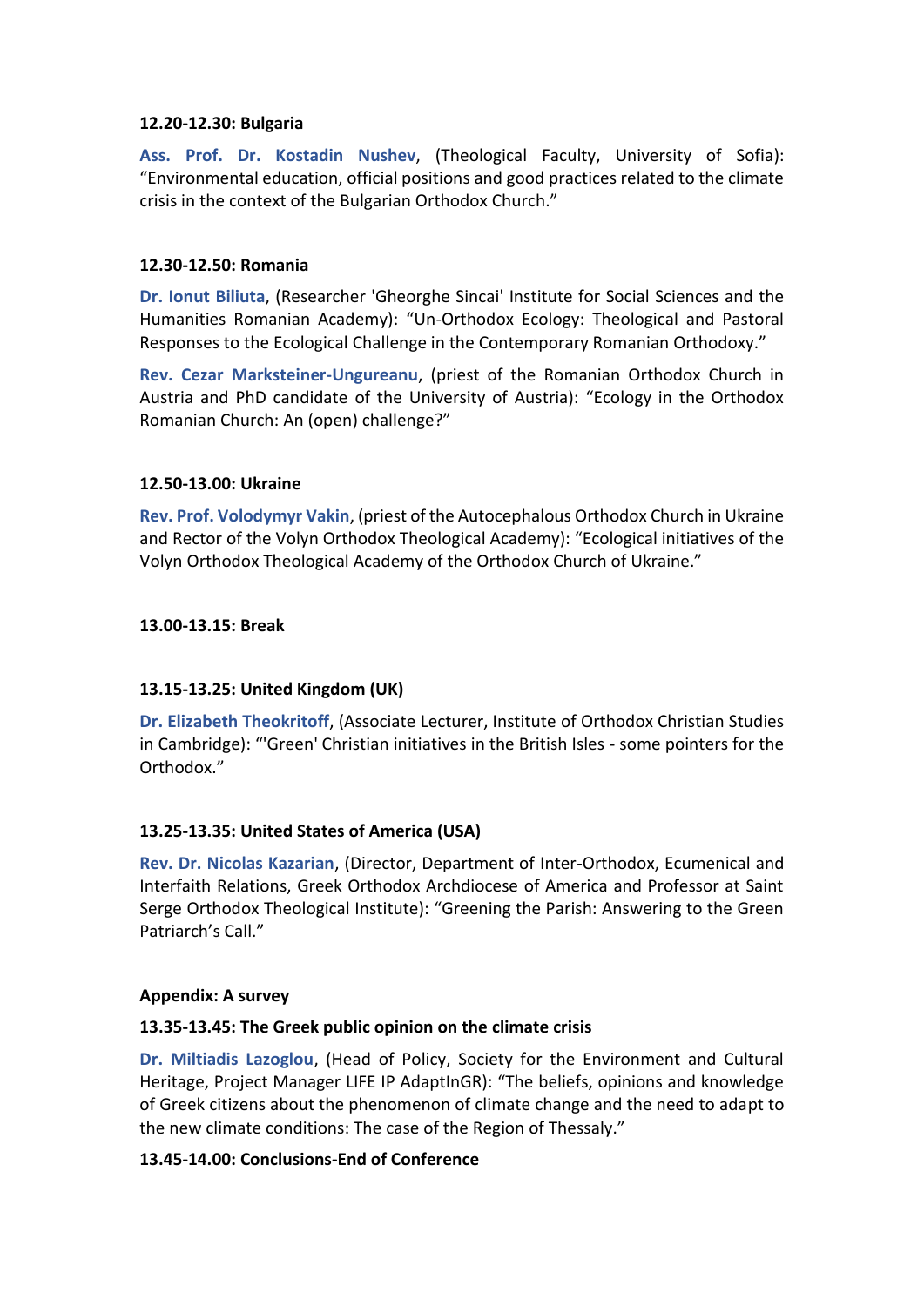**12.20-12.30: Bulgaria**

**Ass. Prof. Dr. Kostadin Nushev**, (Theological Faculty, University of Sofia): “Environmental education, official positions and good practices related to the climate crisis in the context of the Bulgarian Orthodox Church.”

**12.30-12.50: Romania**

**Dr. Ionut Biliuta**, (Researcher 'Gheorghe Sincai' Institute for Social Sciences and the Humanities Romanian Academy): “Un-Orthodox Ecology: Theological and Pastoral Responses to the Ecological Challenge in the Contemporary Romanian Orthodoxy.”

**Rev. Cezar Marksteiner-Ungureanu**, (priest of the Romanian Orthodox Church in Austria and PhD candidate of the University of Austria): “Ecology in the Orthodox Romanian Church: An (open) challenge?”

**12.50-13.00: Ukraine**

**Rev. Prof. Volodymyr Vakin**, (priest of the Autocephalous Orthodox Church in Ukraine and Rector of the Volyn Orthodox Theological Academy): “Ecological initiatives of the Volyn Orthodox Theological Academy of the Orthodox Church of Ukraine.”

**13.00-13.15: Break**

**13.15-13.25: United Kingdom (UK)**

**Dr. Elizabeth Theokritoff**, (Associate Lecturer, Institute of Orthodox Christian Studies in Cambridge): “'Green' Christian initiatives in the British Isles - some pointers for the Orthodox.”

**13.25-13.35: United States of America (USA)**

**Rev. Dr. Nicolas Kazarian**, (Director, Department of Inter-Orthodox, Ecumenical and Interfaith Relations, Greek Orthodox Archdiocese of America and Professor at Saint Serge Orthodox Theological Institute): “Greening the Parish: Answering to the Green Patriarch’s Call.”

**Appendix: A survey**

**13.35-13.45: The Greek public opinion on the climate crisis**

**Dr. Miltiadis Lazoglou**, (Head of Policy, Society for the Environment and Cultural Heritage, Project Manager LIFE IP AdaptInGR): “The beliefs, opinions and knowledge of Greek citizens about the phenomenon of climate change and the need to adapt to the new climate conditions: The case of the Region of Thessaly.”

**13.45-14.00: Conclusions-End of Conference**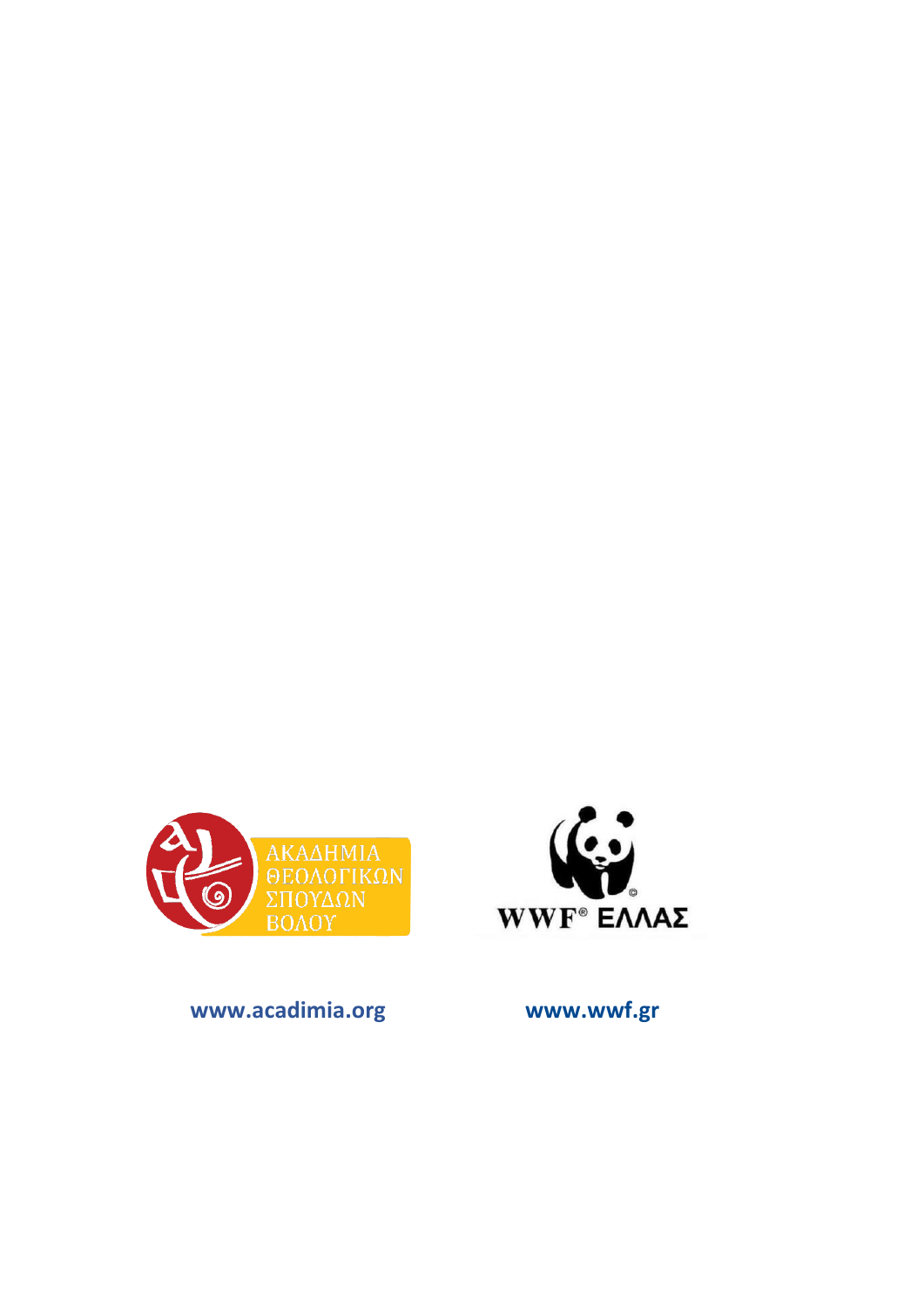ΑΚΑΔΗΜΙΑ ΘΕΟΛΟΓΙΚΩΝ ΣΠΟΥΔΩΝ ΒΟΛΟΥ

WWF® ΕΛΛΑΣ

www.acadimia.org

www.wwf.gr